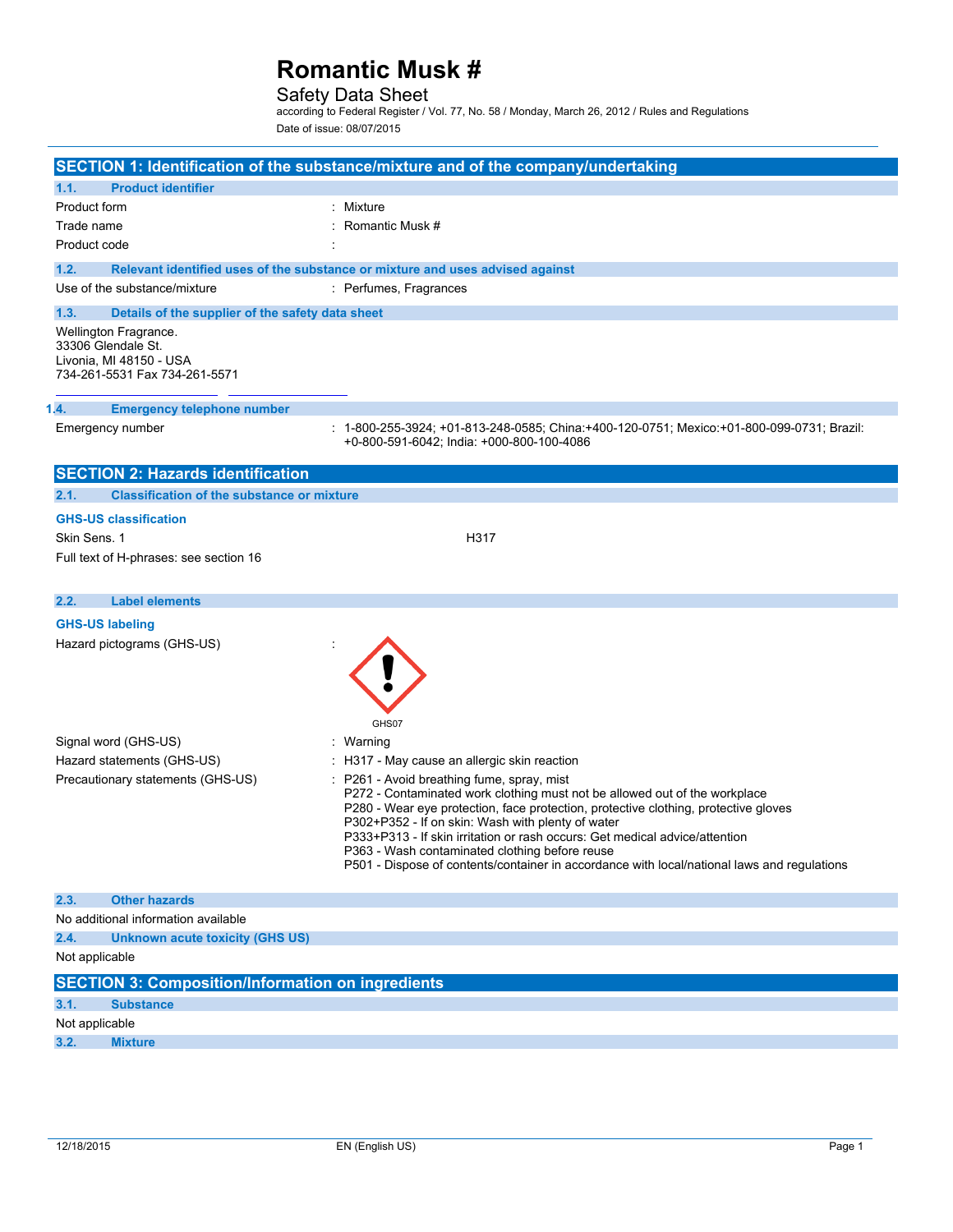# Romantic Musk #

## Safety Data Sheet

according to Federal Register / Vol. 77, No. 58 / Monday, March 26, 2012 / Rules and Regulations

Date of issue: 08/07/2015

## SECTION 1: Identification of the substance/mixture and of the company/undertaking

### 1.1. Product identifier

| | |
|---|---|
| Product form | : Mixture |
| Trade name | : Romantic Musk # |
| Product code | : |

### 1.2. Relevant identified uses of the substance or mixture and uses advised against

| | |
|---|---|
| Use of the substance/mixture | : Perfumes, Fragrances |

### 1.3. Details of the supplier of the safety data sheet

Wellington Fragrance.
33306 Glendale St.
Livonia, MI 48150 - USA
734-261-5531 Fax 734-261-5571

### 1.4. Emergency telephone number

| | |
|---|---|
| Emergency number | : 1-800-255-3924; +01-813-248-0585; China:+400-120-0751; Mexico:+01-800-099-0731; Brazil: +0-800-591-6042; India: +000-800-100-4086 |

## SECTION 2: Hazards identification

### 2.1. Classification of the substance or mixture

**GHS-US classification**

| | |
|---|---|
| Skin Sens. 1 | H317 |

Full text of H-phrases: see section 16

### 2.2. Label elements

**GHS-US labeling**

Hazard pictograms (GHS-US) :

GHS07

| | |
|---|---|
| Signal word (GHS-US) | : Warning |
| Hazard statements (GHS-US) | : H317 - May cause an allergic skin reaction |
| Precautionary statements (GHS-US) | : P261 - Avoid breathing fume, spray, mist<br>P272 - Contaminated work clothing must not be allowed out of the workplace<br>P280 - Wear eye protection, face protection, protective clothing, protective gloves<br>P302+P352 - If on skin: Wash with plenty of water<br>P333+P313 - If skin irritation or rash occurs: Get medical advice/attention<br>P363 - Wash contaminated clothing before reuse<br>P501 - Dispose of contents/container in accordance with local/national laws and regulations |

### 2.3. Other hazards

No additional information available

### 2.4. Unknown acute toxicity (GHS US)

Not applicable

## SECTION 3: Composition/Information on ingredients

### 3.1. Substance

Not applicable

### 3.2. Mixture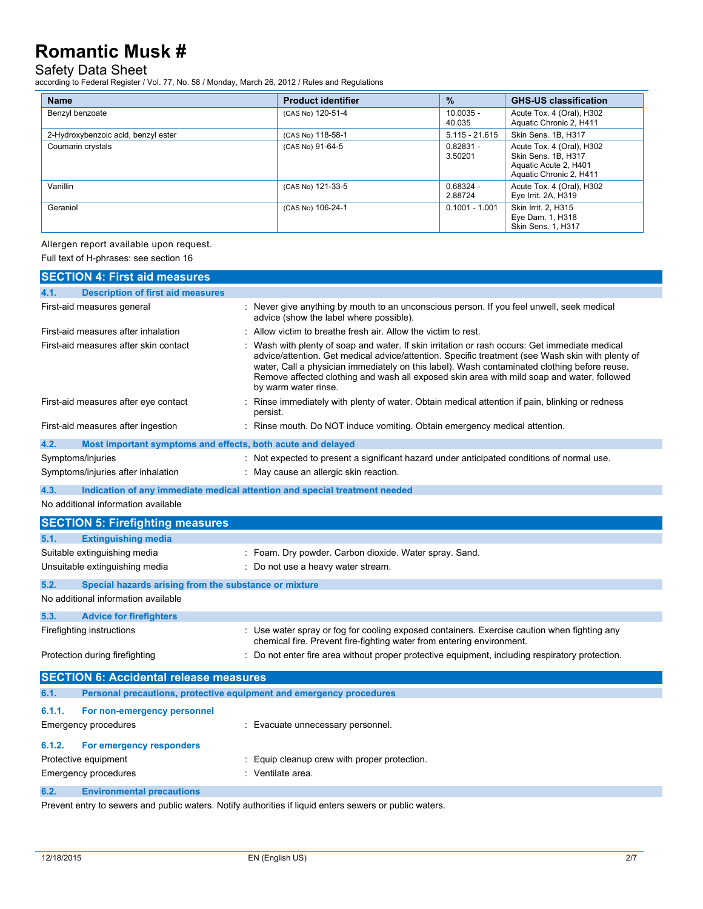| Name | Product identifier | % | GHS-US classification |
|---|---|---|---|
| Benzyl benzoate | (CAS No) 120-51-4 | 10.0035 - 40.035 | Acute Tox. 4 (Oral), H302<br>Aquatic Chronic 2, H411 |
| 2-Hydroxybenzoic acid, benzyl ester | (CAS No) 118-58-1 | 5.115 - 21.615 | Skin Sens. 1B, H317 |
| Coumarin crystals | (CAS No) 91-64-5 | 0.82831 - 3.50201 | Acute Tox. 4 (Oral), H302<br>Skin Sens. 1B, H317<br>Aquatic Acute 2, H401<br>Aquatic Chronic 2, H411 |
| Vanillin | (CAS No) 121-33-5 | 0.68324 - 2.88724 | Acute Tox. 4 (Oral), H302<br>Eye Irrit. 2A, H319 |
| Geraniol | (CAS No) 106-24-1 | 0.1001 - 1.001 | Skin Irrit. 2, H315<br>Eye Dam. 1, H318<br>Skin Sens. 1, H317 |

Allergen report available upon request.

Full text of H-phrases: see section 16

## SECTION 4: First aid measures

### 4.1. Description of first aid measures

First-aid measures general : Never give anything by mouth to an unconscious person. If you feel unwell, seek medical advice (show the label where possible).

First-aid measures after inhalation : Allow victim to breathe fresh air. Allow the victim to rest.

First-aid measures after skin contact : Wash with plenty of soap and water. If skin irritation or rash occurs: Get immediate medical advice/attention. Get medical advice/attention. Specific treatment (see Wash skin with plenty of water, Call a physician immediately on this label). Wash contaminated clothing before reuse. Remove affected clothing and wash all exposed skin area with mild soap and water, followed by warm water rinse.

First-aid measures after eye contact : Rinse immediately with plenty of water. Obtain medical attention if pain, blinking or redness persist.

First-aid measures after ingestion : Rinse mouth. Do NOT induce vomiting. Obtain emergency medical attention.

### 4.2. Most important symptoms and effects, both acute and delayed

Symptoms/injuries : Not expected to present a significant hazard under anticipated conditions of normal use.

Symptoms/injuries after inhalation : May cause an allergic skin reaction.

### 4.3. Indication of any immediate medical attention and special treatment needed

No additional information available

## SECTION 5: Firefighting measures

### 5.1. Extinguishing media

Suitable extinguishing media : Foam. Dry powder. Carbon dioxide. Water spray. Sand.

Unsuitable extinguishing media : Do not use a heavy water stream.

### 5.2. Special hazards arising from the substance or mixture

No additional information available

### 5.3. Advice for firefighters

Firefighting instructions : Use water spray or fog for cooling exposed containers. Exercise caution when fighting any chemical fire. Prevent fire-fighting water from entering environment.

Protection during firefighting : Do not enter fire area without proper protective equipment, including respiratory protection.

## SECTION 6: Accidental release measures

### 6.1. Personal precautions, protective equipment and emergency procedures

#### 6.1.1. For non-emergency personnel

Emergency procedures : Evacuate unnecessary personnel.

#### 6.1.2. For emergency responders

Protective equipment : Equip cleanup crew with proper protection.

Emergency procedures : Ventilate area.

### 6.2. Environmental precautions

Prevent entry to sewers and public waters. Notify authorities if liquid enters sewers or public waters.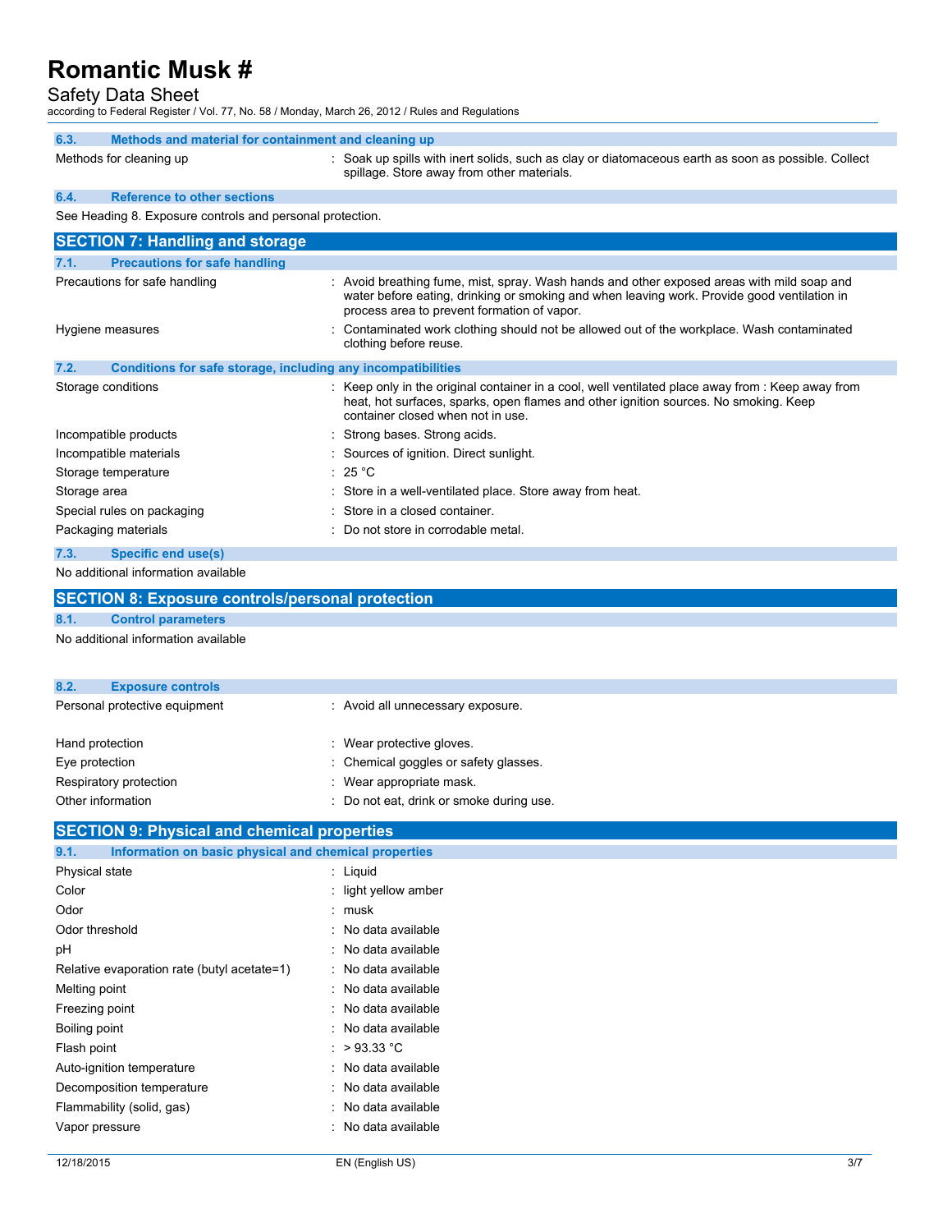### 6.3. Methods and material for containment and cleaning up

| | |
|---|---|
| Methods for cleaning up | : Soak up spills with inert solids, such as clay or diatomaceous earth as soon as possible. Collect spillage. Store away from other materials. |

### 6.4. Reference to other sections

See Heading 8. Exposure controls and personal protection.

## SECTION 7: Handling and storage

### 7.1. Precautions for safe handling

| | |
|---|---|
| Precautions for safe handling | : Avoid breathing fume, mist, spray. Wash hands and other exposed areas with mild soap and water before eating, drinking or smoking and when leaving work. Provide good ventilation in process area to prevent formation of vapor. |
| Hygiene measures | : Contaminated work clothing should not be allowed out of the workplace. Wash contaminated clothing before reuse. |

### 7.2. Conditions for safe storage, including any incompatibilities

| | |
|---|---|
| Storage conditions | : Keep only in the original container in a cool, well ventilated place away from : Keep away from heat, hot surfaces, sparks, open flames and other ignition sources. No smoking. Keep container closed when not in use. |
| Incompatible products | : Strong bases. Strong acids. |
| Incompatible materials | : Sources of ignition. Direct sunlight. |
| Storage temperature | : 25 °C |
| Storage area | : Store in a well-ventilated place. Store away from heat. |
| Special rules on packaging | : Store in a closed container. |
| Packaging materials | : Do not store in corrodable metal. |

### 7.3. Specific end use(s)

No additional information available

## SECTION 8: Exposure controls/personal protection

### 8.1. Control parameters

No additional information available

### 8.2. Exposure controls

| | |
|---|---|
| Personal protective equipment | : Avoid all unnecessary exposure. |
| Hand protection | : Wear protective gloves. |
| Eye protection | : Chemical goggles or safety glasses. |
| Respiratory protection | : Wear appropriate mask. |
| Other information | : Do not eat, drink or smoke during use. |

## SECTION 9: Physical and chemical properties

### 9.1. Information on basic physical and chemical properties

| | |
|---|---|
| Physical state | : Liquid |
| Color | : light yellow amber |
| Odor | : musk |
| Odor threshold | : No data available |
| pH | : No data available |
| Relative evaporation rate (butyl acetate=1) | : No data available |
| Melting point | : No data available |
| Freezing point | : No data available |
| Boiling point | : No data available |
| Flash point | : > 93.33 °C |
| Auto-ignition temperature | : No data available |
| Decomposition temperature | : No data available |
| Flammability (solid, gas) | : No data available |
| Vapor pressure | : No data available |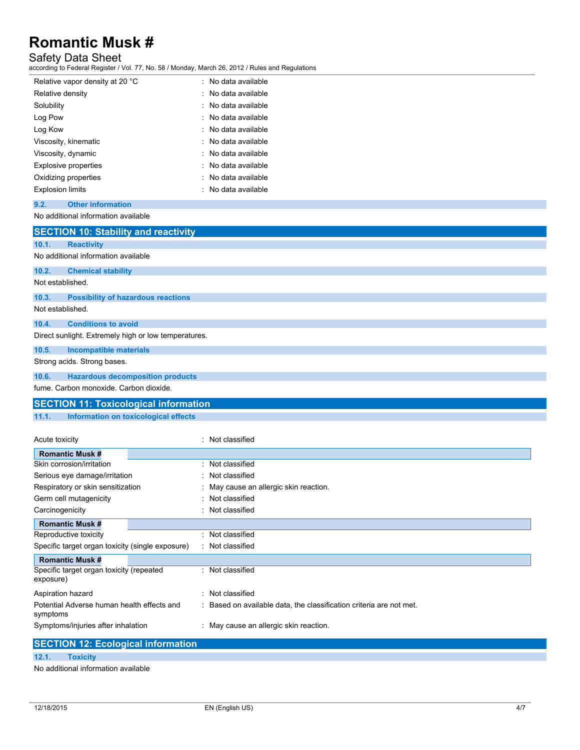| | |
|---|---|
| Relative vapor density at 20 °C | : No data available |
| Relative density | : No data available |
| Solubility | : No data available |
| Log Pow | : No data available |
| Log Kow | : No data available |
| Viscosity, kinematic | : No data available |
| Viscosity, dynamic | : No data available |
| Explosive properties | : No data available |
| Oxidizing properties | : No data available |
| Explosion limits | : No data available |

### 9.2. Other information

No additional information available

## SECTION 10: Stability and reactivity

### 10.1. Reactivity

No additional information available

### 10.2. Chemical stability

Not established.

### 10.3. Possibility of hazardous reactions

Not established.

### 10.4. Conditions to avoid

Direct sunlight. Extremely high or low temperatures.

### 10.5. Incompatible materials

Strong acids. Strong bases.

### 10.6. Hazardous decomposition products

fume. Carbon monoxide. Carbon dioxide.

## SECTION 11: Toxicological information

### 11.1. Information on toxicological effects

| | |
|---|---|
| Acute toxicity | : Not classified |

**Romantic Musk #**

| | |
|---|---|
| Skin corrosion/irritation | : Not classified |
| Serious eye damage/irritation | : Not classified |
| Respiratory or skin sensitization | : May cause an allergic skin reaction. |
| Germ cell mutagenicity | : Not classified |
| Carcinogenicity | : Not classified |

**Romantic Musk #**

| | |
|---|---|
| Reproductive toxicity | : Not classified |
| Specific target organ toxicity (single exposure) | : Not classified |

**Romantic Musk #**

| | |
|---|---|
| Specific target organ toxicity (repeated exposure) | : Not classified |
| Aspiration hazard | : Not classified |
| Potential Adverse human health effects and symptoms | : Based on available data, the classification criteria are not met. |
| Symptoms/injuries after inhalation | : May cause an allergic skin reaction. |

## SECTION 12: Ecological information

### 12.1. Toxicity

No additional information available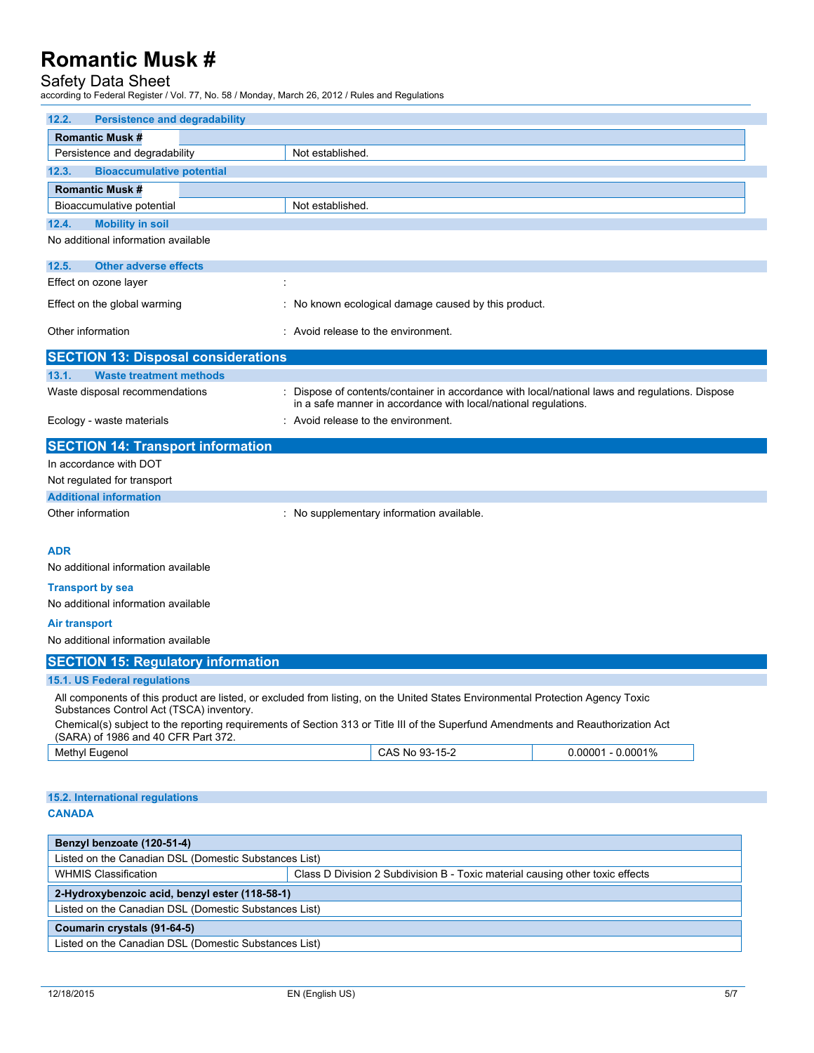### 12.2. Persistence and degradability

| Romantic Musk # | |
|---|---|
| Persistence and degradability | Not established. |

### 12.3. Bioaccumulative potential

| Romantic Musk # | |
|---|---|
| Bioaccumulative potential | Not established. |

### 12.4. Mobility in soil

No additional information available

### 12.5. Other adverse effects

Effect on ozone layer :

Effect on the global warming : No known ecological damage caused by this product.

Other information : Avoid release to the environment.

## SECTION 13: Disposal considerations

### 13.1. Waste treatment methods

Waste disposal recommendations : Dispose of contents/container in accordance with local/national laws and regulations. Dispose in a safe manner in accordance with local/national regulations.

Ecology - waste materials : Avoid release to the environment.

## SECTION 14: Transport information

In accordance with DOT

Not regulated for transport

### Additional information

Other information : No supplementary information available.

**ADR**

No additional information available

**Transport by sea**

No additional information available

**Air transport**

No additional information available

## SECTION 15: Regulatory information

### 15.1. US Federal regulations

All components of this product are listed, or excluded from listing, on the United States Environmental Protection Agency Toxic Substances Control Act (TSCA) inventory.

Chemical(s) subject to the reporting requirements of Section 313 or Title III of the Superfund Amendments and Reauthorization Act (SARA) of 1986 and 40 CFR Part 372.

| Methyl Eugenol | CAS No 93-15-2 | 0.00001 - 0.0001% |
|---|---|---|

### 15.2. International regulations

**CANADA**

| Benzyl benzoate (120-51-4) | |
|---|---|
| Listed on the Canadian DSL (Domestic Substances List) | |
| WHMIS Classification | Class D Division 2 Subdivision B - Toxic material causing other toxic effects |

| 2-Hydroxybenzoic acid, benzyl ester (118-58-1) |
|---|
| Listed on the Canadian DSL (Domestic Substances List) |

| Coumarin crystals (91-64-5) |
|---|
| Listed on the Canadian DSL (Domestic Substances List) |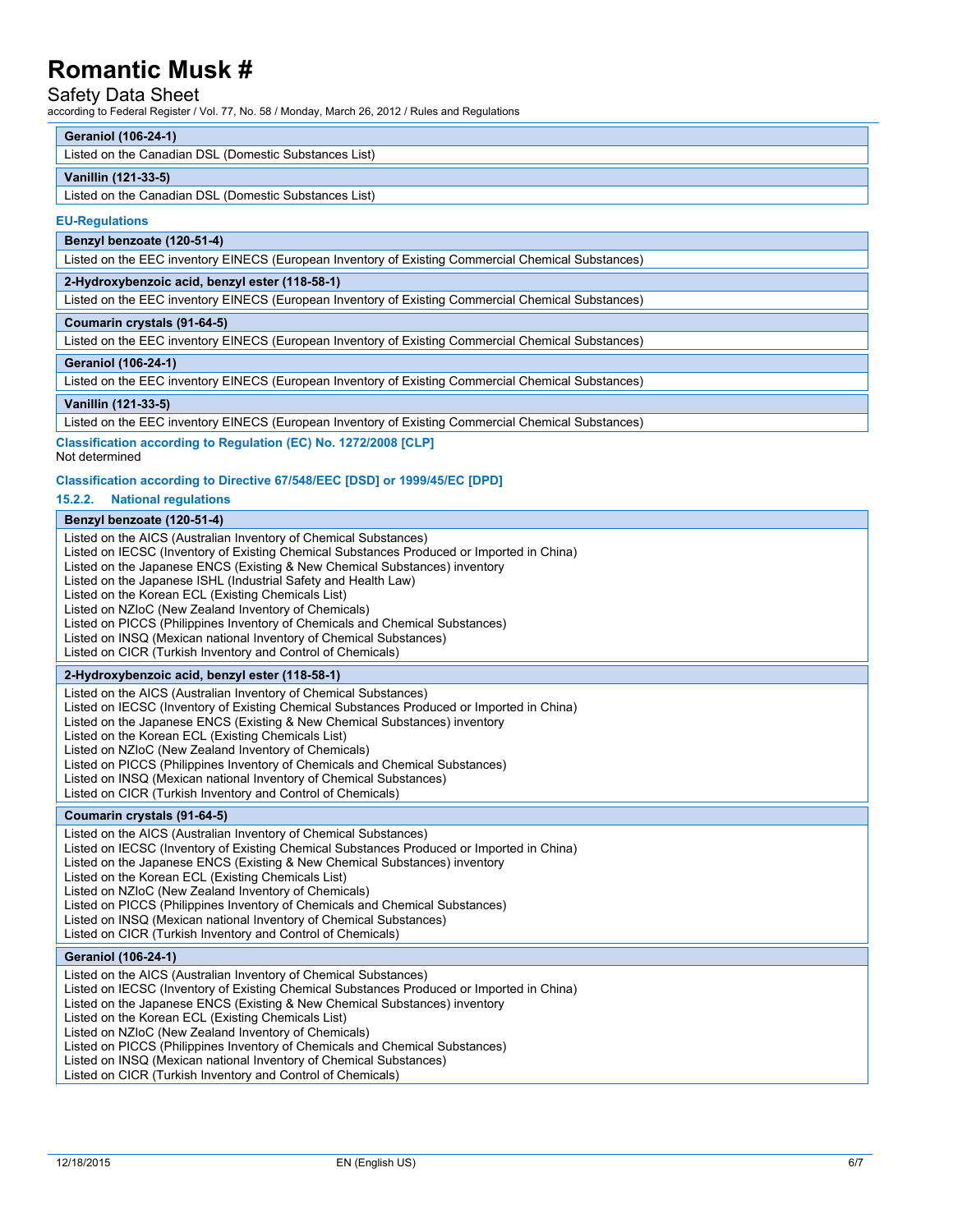| Geraniol (106-24-1) |
|---|
| Listed on the Canadian DSL (Domestic Substances List) |

| Vanillin (121-33-5) |
|---|
| Listed on the Canadian DSL (Domestic Substances List) |

**EU-Regulations**

| Benzyl benzoate (120-51-4) |
|---|
| Listed on the EEC inventory EINECS (European Inventory of Existing Commercial Chemical Substances) |

| 2-Hydroxybenzoic acid, benzyl ester (118-58-1) |
|---|
| Listed on the EEC inventory EINECS (European Inventory of Existing Commercial Chemical Substances) |

| Coumarin crystals (91-64-5) |
|---|
| Listed on the EEC inventory EINECS (European Inventory of Existing Commercial Chemical Substances) |

| Geraniol (106-24-1) |
|---|
| Listed on the EEC inventory EINECS (European Inventory of Existing Commercial Chemical Substances) |

| Vanillin (121-33-5) |
|---|
| Listed on the EEC inventory EINECS (European Inventory of Existing Commercial Chemical Substances) |

**Classification according to Regulation (EC) No. 1272/2008 [CLP]**

Not determined

**Classification according to Directive 67/548/EEC [DSD] or 1999/45/EC [DPD]**

### 15.2.2. National regulations

| Benzyl benzoate (120-51-4) |
|---|
| Listed on the AICS (Australian Inventory of Chemical Substances)<br>Listed on IECSC (Inventory of Existing Chemical Substances Produced or Imported in China)<br>Listed on the Japanese ENCS (Existing & New Chemical Substances) inventory<br>Listed on the Japanese ISHL (Industrial Safety and Health Law)<br>Listed on the Korean ECL (Existing Chemicals List)<br>Listed on NZIoC (New Zealand Inventory of Chemicals)<br>Listed on PICCS (Philippines Inventory of Chemicals and Chemical Substances)<br>Listed on INSQ (Mexican national Inventory of Chemical Substances)<br>Listed on CICR (Turkish Inventory and Control of Chemicals) |

| 2-Hydroxybenzoic acid, benzyl ester (118-58-1) |
|---|
| Listed on the AICS (Australian Inventory of Chemical Substances)<br>Listed on IECSC (Inventory of Existing Chemical Substances Produced or Imported in China)<br>Listed on the Japanese ENCS (Existing & New Chemical Substances) inventory<br>Listed on the Korean ECL (Existing Chemicals List)<br>Listed on NZIoC (New Zealand Inventory of Chemicals)<br>Listed on PICCS (Philippines Inventory of Chemicals and Chemical Substances)<br>Listed on INSQ (Mexican national Inventory of Chemical Substances)<br>Listed on CICR (Turkish Inventory and Control of Chemicals) |

| Coumarin crystals (91-64-5) |
|---|
| Listed on the AICS (Australian Inventory of Chemical Substances)<br>Listed on IECSC (Inventory of Existing Chemical Substances Produced or Imported in China)<br>Listed on the Japanese ENCS (Existing & New Chemical Substances) inventory<br>Listed on the Korean ECL (Existing Chemicals List)<br>Listed on NZIoC (New Zealand Inventory of Chemicals)<br>Listed on PICCS (Philippines Inventory of Chemicals and Chemical Substances)<br>Listed on INSQ (Mexican national Inventory of Chemical Substances)<br>Listed on CICR (Turkish Inventory and Control of Chemicals) |

| Geraniol (106-24-1) |
|---|
| Listed on the AICS (Australian Inventory of Chemical Substances)<br>Listed on IECSC (Inventory of Existing Chemical Substances Produced or Imported in China)<br>Listed on the Japanese ENCS (Existing & New Chemical Substances) inventory<br>Listed on the Korean ECL (Existing Chemicals List)<br>Listed on NZIoC (New Zealand Inventory of Chemicals)<br>Listed on PICCS (Philippines Inventory of Chemicals and Chemical Substances)<br>Listed on INSQ (Mexican national Inventory of Chemical Substances)<br>Listed on CICR (Turkish Inventory and Control of Chemicals) |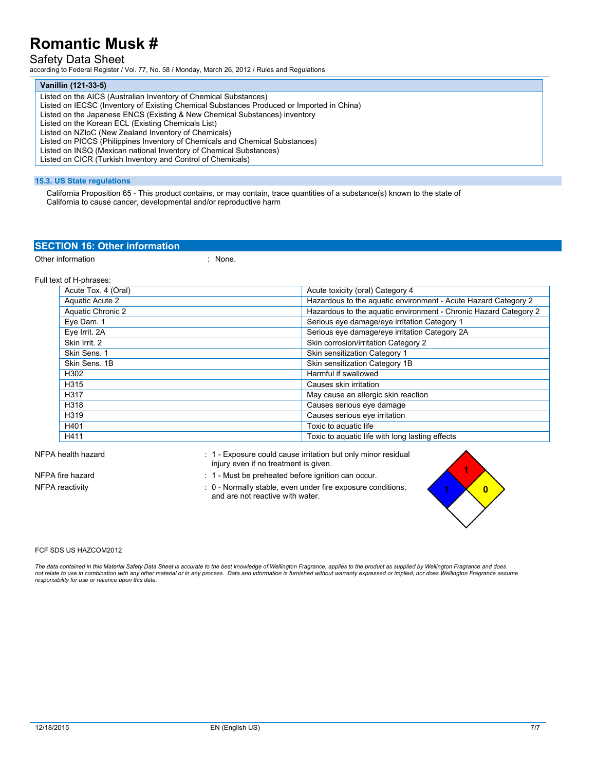| Vanillin (121-33-5) |
| --- |
| Listed on the AICS (Australian Inventory of Chemical Substances)<br>Listed on IECSC (Inventory of Existing Chemical Substances Produced or Imported in China)<br>Listed on the Japanese ENCS (Existing & New Chemical Substances) inventory<br>Listed on the Korean ECL (Existing Chemicals List)<br>Listed on NZIoC (New Zealand Inventory of Chemicals)<br>Listed on PICCS (Philippines Inventory of Chemicals and Chemical Substances)<br>Listed on INSQ (Mexican national Inventory of Chemical Substances)<br>Listed on CICR (Turkish Inventory and Control of Chemicals) |

### 15.3. US State regulations

California Proposition 65 - This product contains, or may contain, trace quantities of a substance(s) known to the state of California to cause cancer, developmental and/or reproductive harm

## SECTION 16: Other information

Other information : None.

Full text of H-phrases:

| | |
| --- | --- |
| Acute Tox. 4 (Oral) | Acute toxicity (oral) Category 4 |
| Aquatic Acute 2 | Hazardous to the aquatic environment - Acute Hazard Category 2 |
| Aquatic Chronic 2 | Hazardous to the aquatic environment - Chronic Hazard Category 2 |
| Eye Dam. 1 | Serious eye damage/eye irritation Category 1 |
| Eye Irrit. 2A | Serious eye damage/eye irritation Category 2A |
| Skin Irrit. 2 | Skin corrosion/irritation Category 2 |
| Skin Sens. 1 | Skin sensitization Category 1 |
| Skin Sens. 1B | Skin sensitization Category 1B |
| H302 | Harmful if swallowed |
| H315 | Causes skin irritation |
| H317 | May cause an allergic skin reaction |
| H318 | Causes serious eye damage |
| H319 | Causes serious eye irritation |
| H401 | Toxic to aquatic life |
| H411 | Toxic to aquatic life with long lasting effects |

NFPA health hazard : 1 - Exposure could cause irritation but only minor residual injury even if no treatment is given.

NFPA fire hazard : 1 - Must be preheated before ignition can occur.

NFPA reactivity : 0 - Normally stable, even under fire exposure conditions, and are not reactive with water.

1
1
0

FCF SDS US HAZCOM2012

*The data contained in this Material Safety Data Sheet is accurate to the best knowledge of Wellington Fragrance, applies to the product as supplied by Wellington Fragrance and does not relate to use in combination with any other material or in any process. Data and information is furnished without warranty expressed or implied, nor does Wellington Fragrance assume responsibility for use or reliance upon this data.*